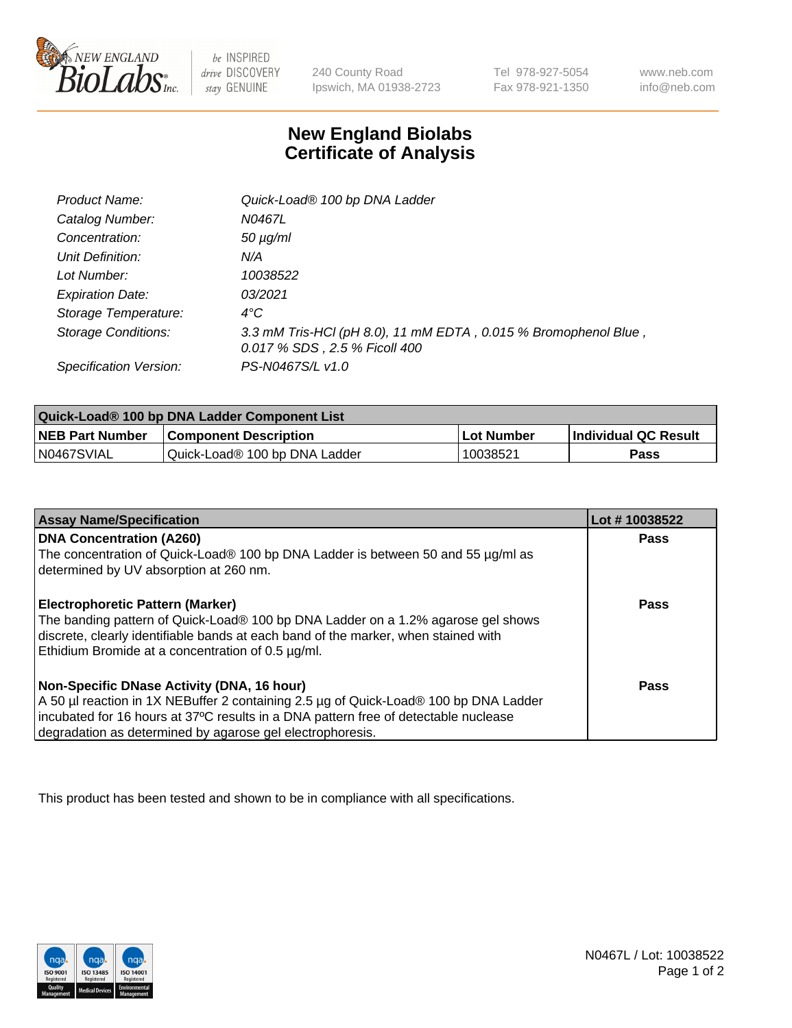New England BioLabs Inc. — be INSPIRED drive DISCOVERY stay GENUINE

240 County Road
Ipswich, MA 01938-2723

Tel 978-927-5054
Fax 978-921-1350

www.neb.com
info@neb.com

# New England Biolabs Certificate of Analysis

| | |
|---|---|
| *Product Name:* | *Quick-Load® 100 bp DNA Ladder* |
| *Catalog Number:* | *N0467L* |
| *Concentration:* | *50 µg/ml* |
| *Unit Definition:* | *N/A* |
| *Lot Number:* | *10038522* |
| *Expiration Date:* | *03/2021* |
| *Storage Temperature:* | *4°C* |
| *Storage Conditions:* | *3.3 mM Tris-HCl (pH 8.0), 11 mM EDTA , 0.015 % Bromophenol Blue , 0.017 % SDS , 2.5 % Ficoll 400* |
| *Specification Version:* | *PS-N0467S/L v1.0* |

| Quick-Load® 100 bp DNA Ladder Component List | | | |
|---|---|---|---|
| **NEB Part Number** | **Component Description** | **Lot Number** | **Individual QC Result** |
| N0467SVIAL | Quick-Load® 100 bp DNA Ladder | 10038521 | **Pass** |

| Assay Name/Specification | Lot # 10038522 |
|---|---|
| **DNA Concentration (A260)**<br>The concentration of Quick-Load® 100 bp DNA Ladder is between 50 and 55 µg/ml as determined by UV absorption at 260 nm. | **Pass** |
| **Electrophoretic Pattern (Marker)**<br>The banding pattern of Quick-Load® 100 bp DNA Ladder on a 1.2% agarose gel shows discrete, clearly identifiable bands at each band of the marker, when stained with Ethidium Bromide at a concentration of 0.5 µg/ml. | **Pass** |
| **Non-Specific DNase Activity (DNA, 16 hour)**<br>A 50 µl reaction in 1X NEBuffer 2 containing 2.5 µg of Quick-Load® 100 bp DNA Ladder incubated for 16 hours at 37ºC results in a DNA pattern free of detectable nuclease degradation as determined by agarose gel electrophoresis. | **Pass** |

This product has been tested and shown to be in compliance with all specifications.

N0467L / Lot: 10038522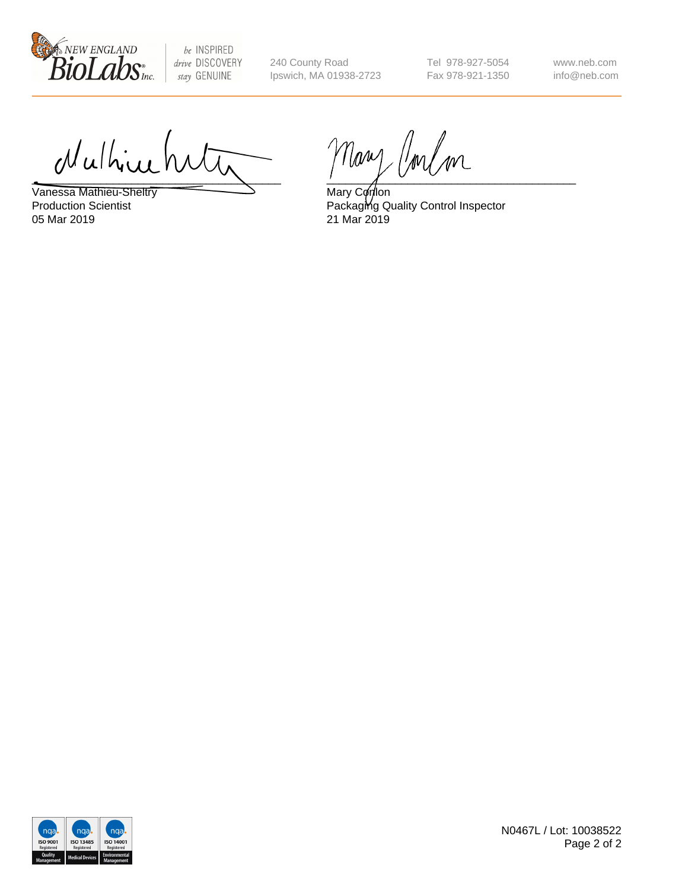NEW ENGLAND BioLabs Inc.

be INSPIRED
drive DISCOVERY
stay GENUINE

240 County Road
Ipswich, MA 01938-2723

Tel 978-927-5054
Fax 978-921-1350

www.neb.com
info@neb.com

Vanessa Mathieu-Sheltry
Production Scientist
05 Mar 2019

Mary Conlon
Packaging Quality Control Inspector
21 Mar 2019

nqa ISO 9001 Registered Quality Management
nqa ISO 13485 Registered Medical Devices
nqa ISO 14001 Registered Environmental Management

N0467L / Lot: 10038522